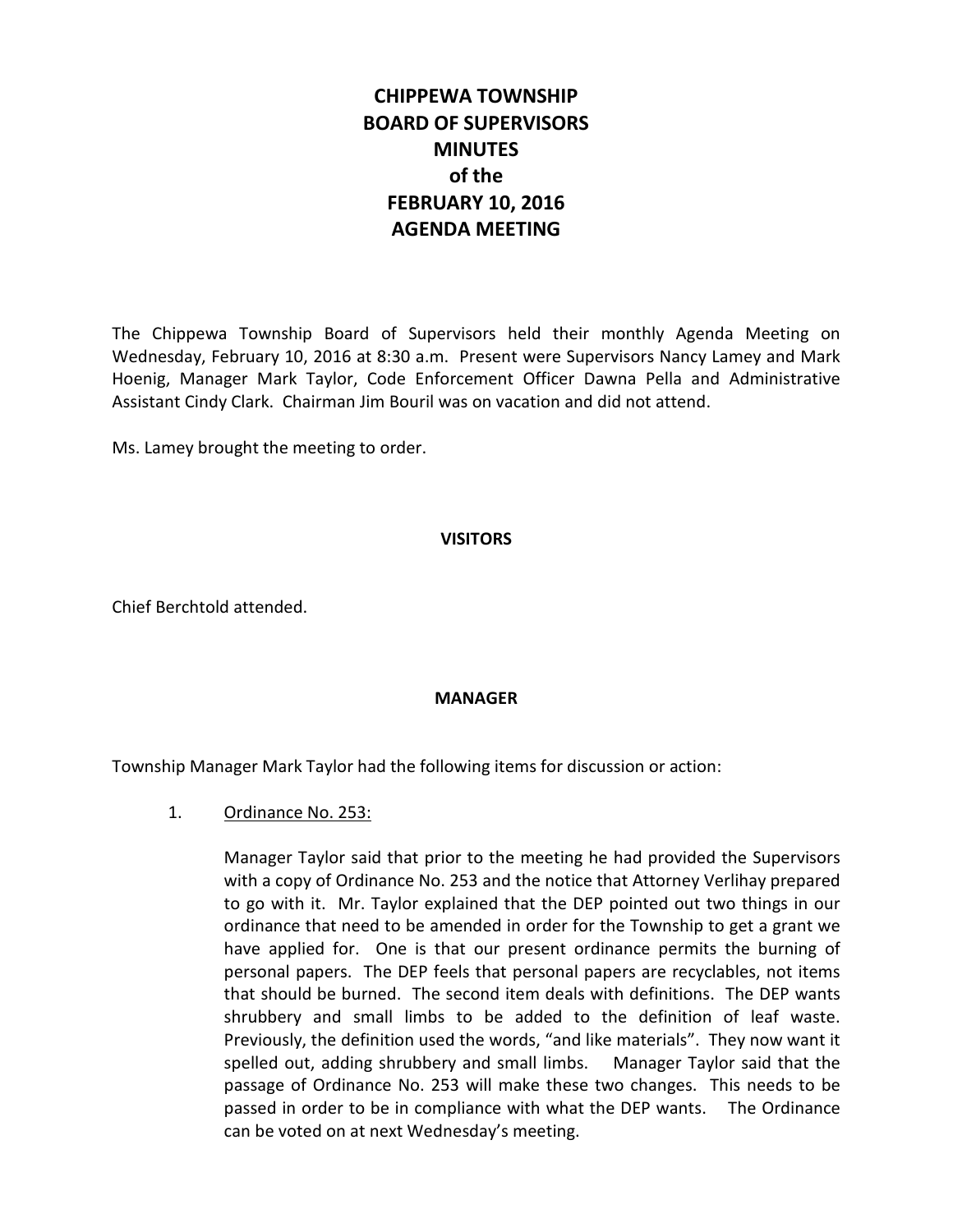# CHIPPEWA TOWNSHIP
# BOARD OF SUPERVISORS
# MINUTES
# of the
# FEBRUARY 10, 2016
# AGENDA MEETING

The Chippewa Township Board of Supervisors held their monthly Agenda Meeting on Wednesday, February 10, 2016 at 8:30 a.m. Present were Supervisors Nancy Lamey and Mark Hoenig, Manager Mark Taylor, Code Enforcement Officer Dawna Pella and Administrative Assistant Cindy Clark. Chairman Jim Bouril was on vacation and did not attend.

Ms. Lamey brought the meeting to order.

## VISITORS

Chief Berchtold attended.

## MANAGER

Township Manager Mark Taylor had the following items for discussion or action:

1. <u>Ordinance No. 253:</u>

   Manager Taylor said that prior to the meeting he had provided the Supervisors with a copy of Ordinance No. 253 and the notice that Attorney Verlihay prepared to go with it. Mr. Taylor explained that the DEP pointed out two things in our ordinance that need to be amended in order for the Township to get a grant we have applied for. One is that our present ordinance permits the burning of personal papers. The DEP feels that personal papers are recyclables, not items that should be burned. The second item deals with definitions. The DEP wants shrubbery and small limbs to be added to the definition of leaf waste. Previously, the definition used the words, "and like materials". They now want it spelled out, adding shrubbery and small limbs. Manager Taylor said that the passage of Ordinance No. 253 will make these two changes. This needs to be passed in order to be in compliance with what the DEP wants. The Ordinance can be voted on at next Wednesday's meeting.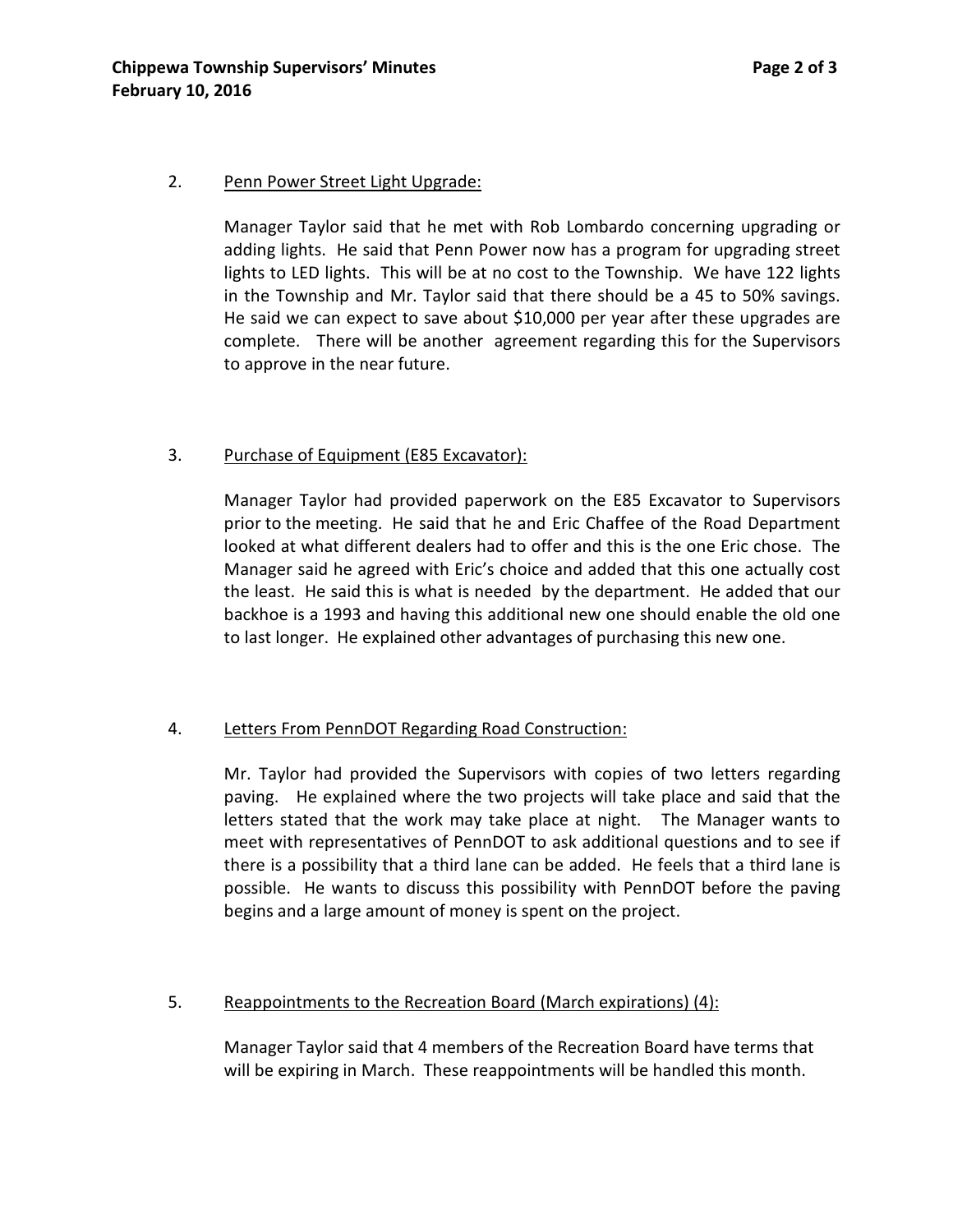2. Penn Power Street Light Upgrade:

Manager Taylor said that he met with Rob Lombardo concerning upgrading or adding lights. He said that Penn Power now has a program for upgrading street lights to LED lights. This will be at no cost to the Township. We have 122 lights in the Township and Mr. Taylor said that there should be a 45 to 50% savings. He said we can expect to save about $10,000 per year after these upgrades are complete. There will be another agreement regarding this for the Supervisors to approve in the near future.

3. Purchase of Equipment (E85 Excavator):

Manager Taylor had provided paperwork on the E85 Excavator to Supervisors prior to the meeting. He said that he and Eric Chaffee of the Road Department looked at what different dealers had to offer and this is the one Eric chose. The Manager said he agreed with Eric's choice and added that this one actually cost the least. He said this is what is needed by the department. He added that our backhoe is a 1993 and having this additional new one should enable the old one to last longer. He explained other advantages of purchasing this new one.

4. Letters From PennDOT Regarding Road Construction:

Mr. Taylor had provided the Supervisors with copies of two letters regarding paving. He explained where the two projects will take place and said that the letters stated that the work may take place at night. The Manager wants to meet with representatives of PennDOT to ask additional questions and to see if there is a possibility that a third lane can be added. He feels that a third lane is possible. He wants to discuss this possibility with PennDOT before the paving begins and a large amount of money is spent on the project.

5. Reappointments to the Recreation Board (March expirations) (4):

Manager Taylor said that 4 members of the Recreation Board have terms that will be expiring in March. These reappointments will be handled this month.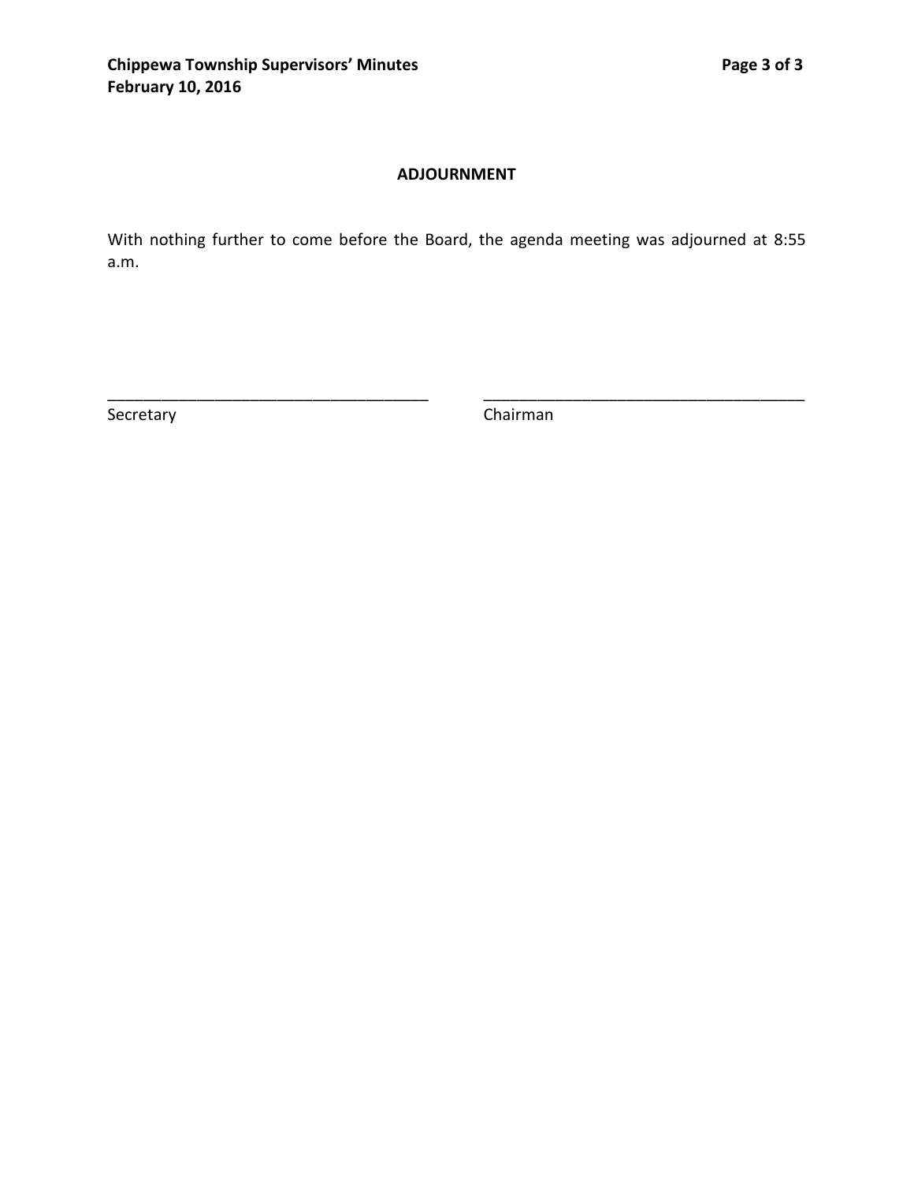## ADJOURNMENT

With nothing further to come before the Board, the agenda meeting was adjourned at 8:55 a.m.

| | |
|---|---|
| _____________________________________ | _____________________________________ |
| Secretary | Chairman |